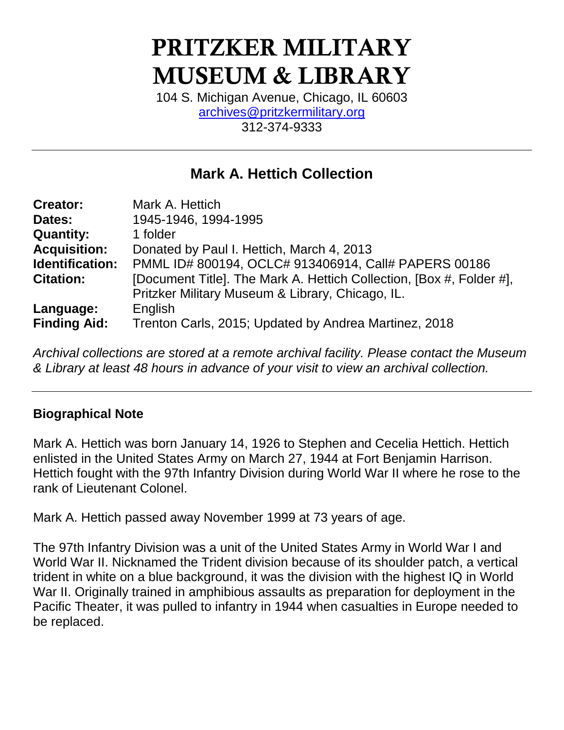# PRITZKER MILITARY MUSEUM & LIBRARY

104 S. Michigan Avenue, Chicago, IL 60603
archives@pritzkermilitary.org
312-374-9333

---

## Mark A. Hettich Collection

| | |
|---|---|
| **Creator:** | Mark A. Hettich |
| **Dates:** | 1945-1946, 1994-1995 |
| **Quantity:** | 1 folder |
| **Acquisition:** | Donated by Paul I. Hettich, March 4, 2013 |
| **Identification:** | PMML ID# 800194, OCLC# 913406914, Call# PAPERS 00186 |
| **Citation:** | [Document Title]. The Mark A. Hettich Collection, [Box #, Folder #], Pritzker Military Museum & Library, Chicago, IL. |
| **Language:** | English |
| **Finding Aid:** | Trenton Carls, 2015; Updated by Andrea Martinez, 2018 |

*Archival collections are stored at a remote archival facility. Please contact the Museum & Library at least 48 hours in advance of your visit to view an archival collection.*

---

### Biographical Note

Mark A. Hettich was born January 14, 1926 to Stephen and Cecelia Hettich. Hettich enlisted in the United States Army on March 27, 1944 at Fort Benjamin Harrison. Hettich fought with the 97th Infantry Division during World War II where he rose to the rank of Lieutenant Colonel.

Mark A. Hettich passed away November 1999 at 73 years of age.

The 97th Infantry Division was a unit of the United States Army in World War I and World War II. Nicknamed the Trident division because of its shoulder patch, a vertical trident in white on a blue background, it was the division with the highest IQ in World War II. Originally trained in amphibious assaults as preparation for deployment in the Pacific Theater, it was pulled to infantry in 1944 when casualties in Europe needed to be replaced.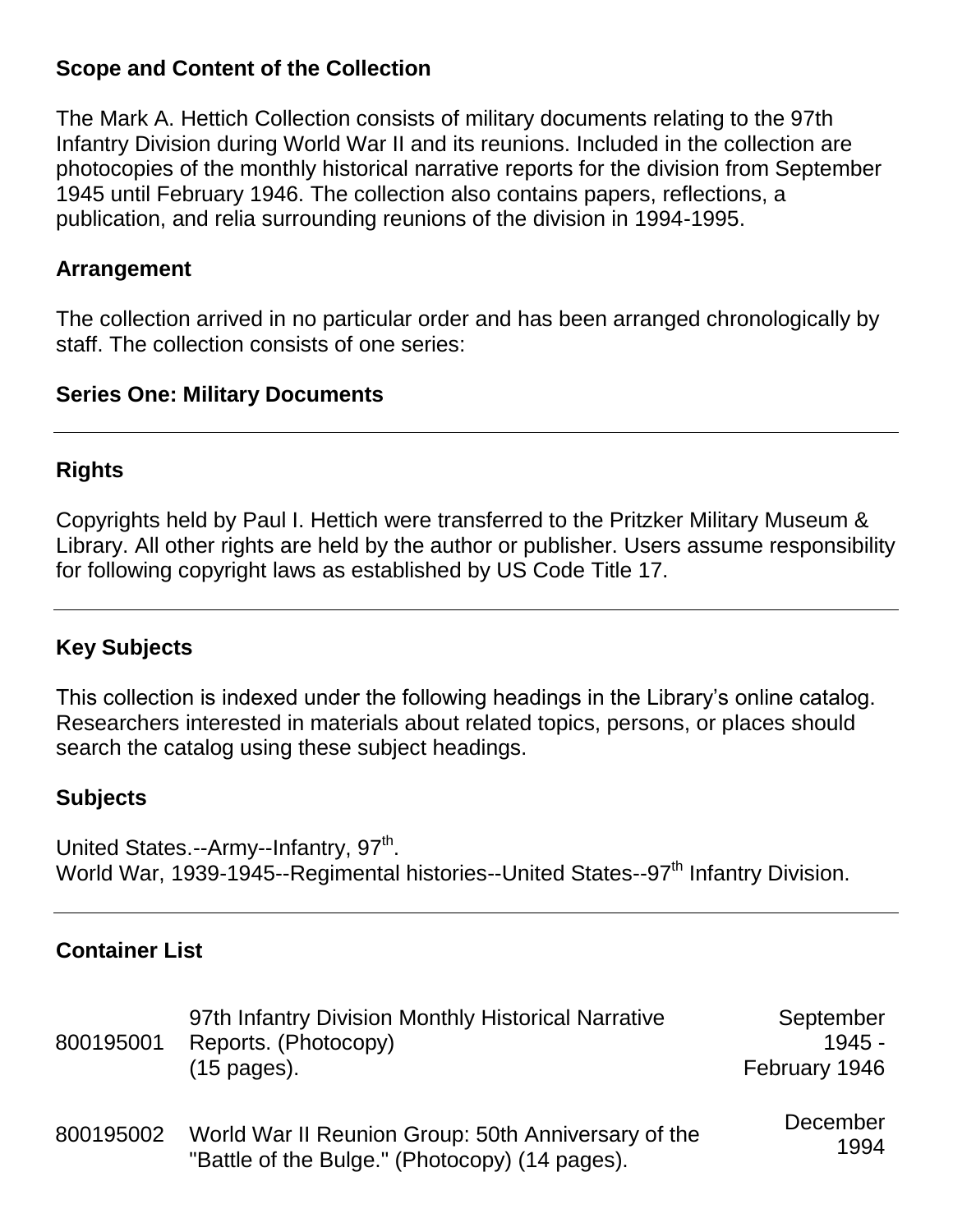## Scope and Content of the Collection

The Mark A. Hettich Collection consists of military documents relating to the 97th Infantry Division during World War II and its reunions. Included in the collection are photocopies of the monthly historical narrative reports for the division from September 1945 until February 1946. The collection also contains papers, reflections, a publication, and relia surrounding reunions of the division in 1994-1995.

## Arrangement

The collection arrived in no particular order and has been arranged chronologically by staff. The collection consists of one series:

### Series One: Military Documents

---

## Rights

Copyrights held by Paul I. Hettich were transferred to the Pritzker Military Museum & Library. All other rights are held by the author or publisher. Users assume responsibility for following copyright laws as established by US Code Title 17.

---

## Key Subjects

This collection is indexed under the following headings in the Library's online catalog. Researchers interested in materials about related topics, persons, or places should search the catalog using these subject headings.

### Subjects

United States.--Army--Infantry, 97th.
World War, 1939-1945--Regimental histories--United States--97th Infantry Division.

---

## Container List

| | | |
|---|---|---|
| 800195001 | 97th Infantry Division Monthly Historical Narrative Reports. (Photocopy) (15 pages). | September 1945 - February 1946 |
| 800195002 | World War II Reunion Group: 50th Anniversary of the "Battle of the Bulge." (Photocopy) (14 pages). | December 1994 |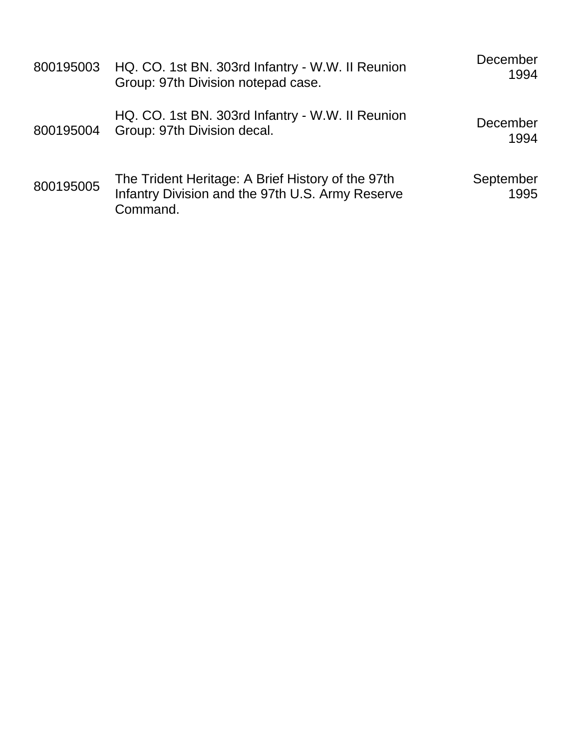| | | |
|---|---|---|
| 800195003 | HQ. CO. 1st BN. 303rd Infantry - W.W. II Reunion Group: 97th Division notepad case. | December 1994 |
| 800195004 | HQ. CO. 1st BN. 303rd Infantry - W.W. II Reunion Group: 97th Division decal. | December 1994 |
| 800195005 | The Trident Heritage: A Brief History of the 97th Infantry Division and the 97th U.S. Army Reserve Command. | September 1995 |